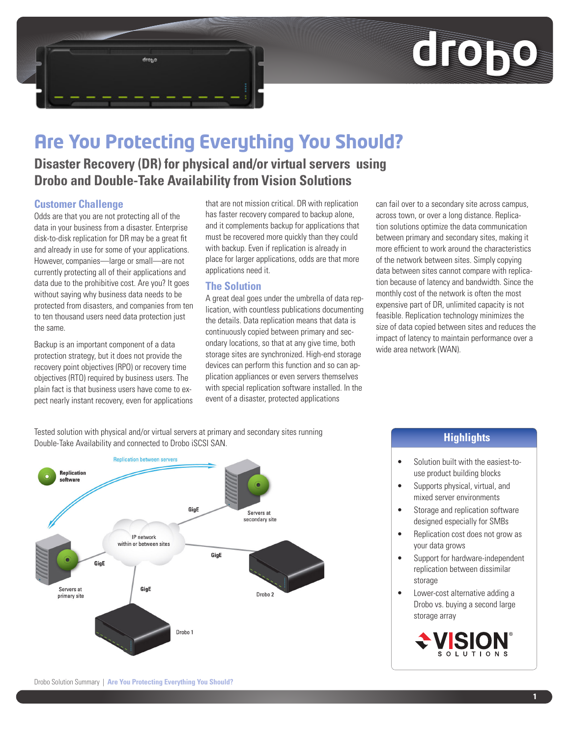# Are You Protecting Everything You Should?

## Disaster Recovery (DR) for physical and/or virtual servers using Drobo and Double-Take Availability from Vision Solutions

### Customer Challenge

Odds are that you are not protecting all of the data in your business from a disaster. Enterprise disk-to-disk replication for DR may be a great fit and already in use for some of your applications. However, companies—large or small—are not currently protecting all of their applications and data due to the prohibitive cost. Are you? It goes without saying why business data needs to be protected from disasters, and companies from ten to ten thousand users need data protection just the same.

Backup is an important component of a data protection strategy, but it does not provide the recovery point objectives (RPO) or recovery time objectives (RTO) required by business users. The plain fact is that business users have come to expect nearly instant recovery, even for applications that are not mission critical. DR with replication has faster recovery compared to backup alone, and it complements backup for applications that must be recovered more quickly than they could with backup. Even if replication is already in place for larger applications, odds are that more applications need it.

### The Solution

A great deal goes under the umbrella of data replication, with countless publications documenting the details. Data replication means that data is continuously copied between primary and secondary locations, so that at any give time, both storage sites are synchronized. High-end storage devices can perform this function and so can application appliances or even servers themselves with special replication software installed. In the event of a disaster, protected applications can fail over to a secondary site across campus, across town, or over a long distance. Replication solutions optimize the data communication between primary and secondary sites, making it more efficient to work around the characteristics of the network between sites. Simply copying data between sites cannot compare with replication because of latency and bandwidth. Since the monthly cost of the network is often the most expensive part of DR, unlimited capacity is not feasible. Replication technology minimizes the size of data copied between sites and reduces the impact of latency to maintain performance over a wide area network (WAN).

Tested solution with physical and/or virtual servers at primary and secondary sites running Double-Take Availability and connected to Drobo iSCSI SAN.

Replication software

Replication between servers

Servers at primary site

Servers at secondary site

IP network within or between sites

GigE

Drobo 1

Drobo 2

### Highlights

- Solution built with the easiest-to-use product building blocks
- Supports physical, virtual, and mixed server environments
- Storage and replication software designed especially for SMBs
- Replication cost does not grow as your data grows
- Support for hardware-independent replication between dissimilar storage
- Lower-cost alternative adding a Drobo vs. buying a second large storage array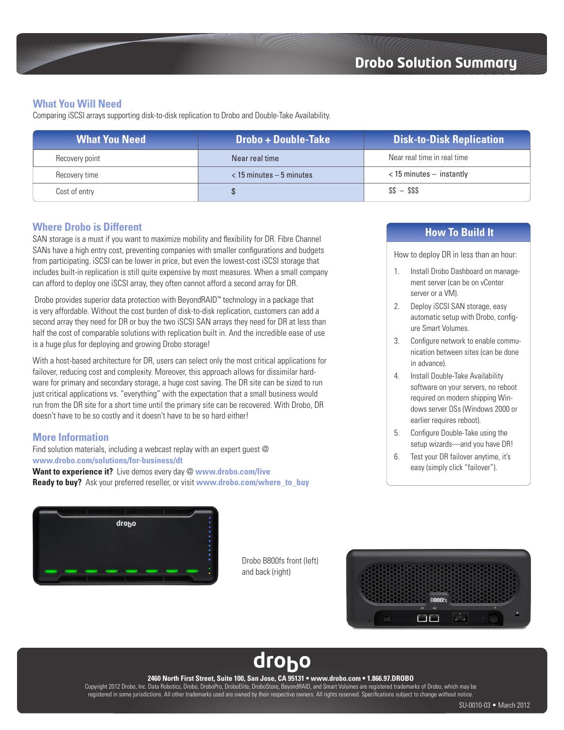# Drobo Solution Summary

## What You Will Need

Comparing iSCSI arrays supporting disk-to-disk replication to Drobo and Double-Take Availability.

| What You Need | Drobo + Double-Take | Disk-to-Disk Replication |
| --- | --- | --- |
| Recovery point | Near real time | Near real time in real time |
| Recovery time | < 15 minutes – 5 minutes | < 15 minutes – instantly |
| Cost of entry | $ | $$ – $$$ |

## Where Drobo is Different

SAN storage is a must if you want to maximize mobility and flexibility for DR. Fibre Channel SANs have a high entry cost, preventing companies with smaller configurations and budgets from participating. iSCSI can be lower in price, but even the lowest-cost iSCSI storage that includes built-in replication is still quite expensive by most measures. When a small company can afford to deploy one iSCSI array, they often cannot afford a second array for DR.

Drobo provides superior data protection with BeyondRAID™ technology in a package that is very affordable. Without the cost burden of disk-to-disk replication, customers can add a second array they need for DR or buy the two iSCSI SAN arrays they need for DR at less than half the cost of comparable solutions with replication built in. And the incredible ease of use is a huge plus for deploying and growing Drobo storage!

With a host-based architecture for DR, users can select only the most critical applications for failover, reducing cost and complexity. Moreover, this approach allows for dissimilar hardware for primary and secondary storage, a huge cost saving. The DR site can be sized to run just critical applications vs. "everything" with the expectation that a small business would run from the DR site for a short time until the primary site can be recovered. With Drobo, DR doesn't have to be so costly and it doesn't have to be so hard either!

## More Information

Find solution materials, including a webcast replay with an expert guest @ **www.drobo.com/solutions/for-business/dt**

**Want to experience it?** Live demos every day @ **www.drobo.com/live**

**Ready to buy?** Ask your preferred reseller, or visit **www.drobo.com/where_to_buy**

## How To Build It

How to deploy DR in less than an hour:

1. Install Drobo Dashboard on management server (can be on vCenter server or a VM).
2. Deploy iSCSI SAN storage, easy automatic setup with Drobo, configure Smart Volumes.
3. Configure network to enable communication between sites (can be done in advance).
4. Install Double-Take Availability software on your servers, no reboot required on modern shipping Windows server OSs (Windows 2000 or earlier requires reboot).
5. Configure Double-Take using the setup wizards—and you have DR!
6. Test your DR failover anytime, it's easy (simply click "failover").

Drobo B800fs front (left) and back (right)

**2460 North First Street, Suite 100, San Jose, CA 95131 • www.drobo.com • 1.866.97.DROBO**

Copyright 2012 Drobo, Inc. Data Robotics, Drobo, DroboPro, DroboElite, DroboStore, BeyondRAID, and Smart Volumes are registered trademarks of Drobo, which may be registered in some jurisdictions. All other trademarks used are owned by their respective owners. All rights reserved. Specifications subject to change without notice.

SU-0010-03 • March 2012